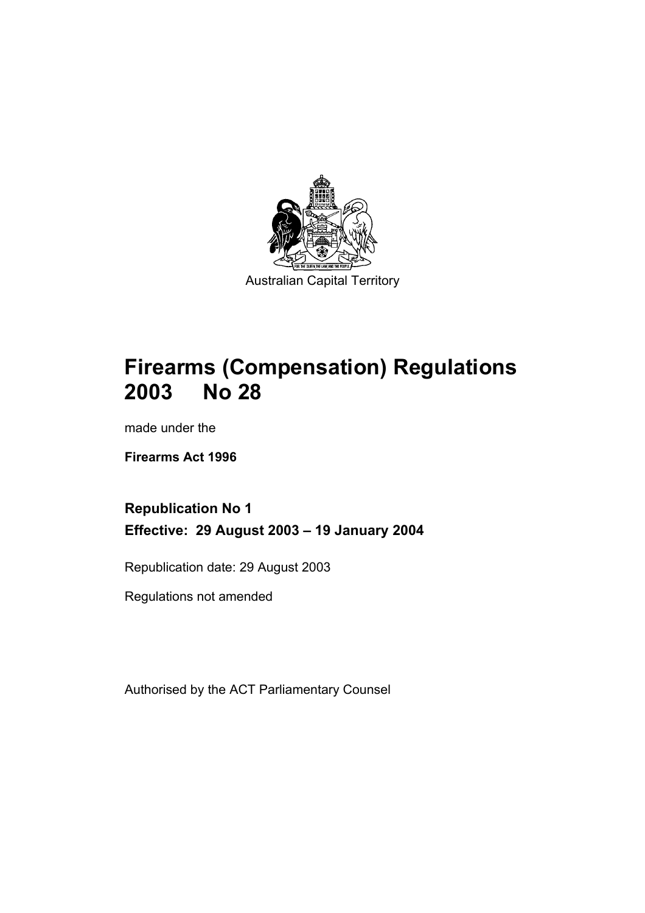Australian Capital Territory

# Firearms (Compensation) Regulations 2003 No 28

made under the

**Firearms Act 1996**

## Republication No 1

## Effective: 29 August 2003 – 19 January 2004

Republication date: 29 August 2003

Regulations not amended

Authorised by the ACT Parliamentary Counsel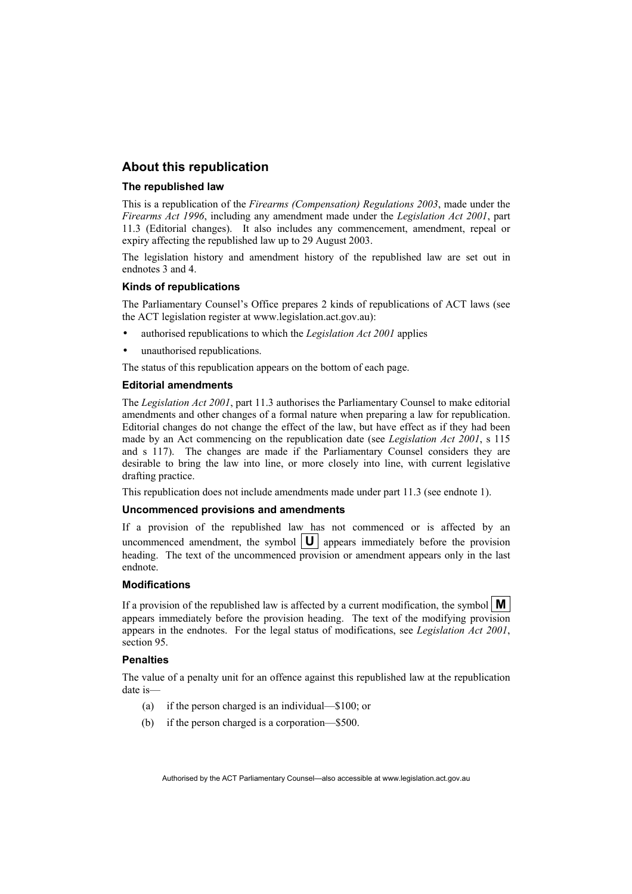## About this republication

### The republished law

This is a republication of the *Firearms (Compensation) Regulations 2003*, made under the *Firearms Act 1996*, including any amendment made under the *Legislation Act 2001*, part 11.3 (Editorial changes). It also includes any commencement, amendment, repeal or expiry affecting the republished law up to 29 August 2003.

The legislation history and amendment history of the republished law are set out in endnotes 3 and 4.

### Kinds of republications

The Parliamentary Counsel's Office prepares 2 kinds of republications of ACT laws (see the ACT legislation register at www.legislation.act.gov.au):

- authorised republications to which the *Legislation Act 2001* applies
- unauthorised republications.

The status of this republication appears on the bottom of each page.

### Editorial amendments

The *Legislation Act 2001*, part 11.3 authorises the Parliamentary Counsel to make editorial amendments and other changes of a formal nature when preparing a law for republication. Editorial changes do not change the effect of the law, but have effect as if they had been made by an Act commencing on the republication date (see *Legislation Act 2001*, s 115 and s 117). The changes are made if the Parliamentary Counsel considers they are desirable to bring the law into line, or more closely into line, with current legislative drafting practice.

This republication does not include amendments made under part 11.3 (see endnote 1).

### Uncommenced provisions and amendments

If a provision of the republished law has not commenced or is affected by an uncommenced amendment, the symbol **U** appears immediately before the provision heading. The text of the uncommenced provision or amendment appears only in the last endnote.

### Modifications

If a provision of the republished law is affected by a current modification, the symbol **M** appears immediately before the provision heading. The text of the modifying provision appears in the endnotes. For the legal status of modifications, see *Legislation Act 2001*, section 95.

### Penalties

The value of a penalty unit for an offence against this republished law at the republication date is—

(a) if the person charged is an individual—$100; or

(b) if the person charged is a corporation—$500.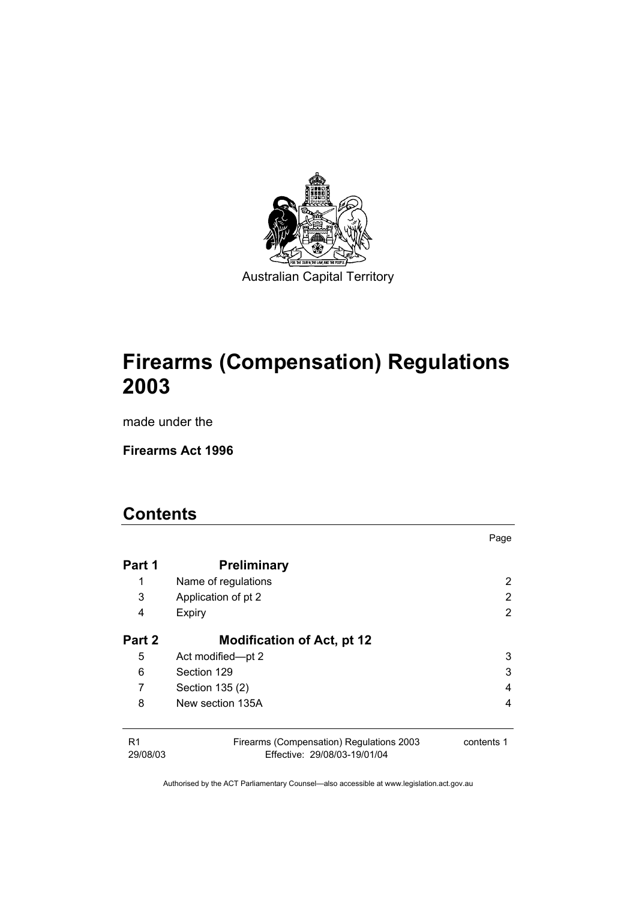Australian Capital Territory

# Firearms (Compensation) Regulations 2003

made under the

**Firearms Act 1996**

## Contents

| | | Page |
|---|---|---|
| **Part 1** | **Preliminary** | |
| 1 | Name of regulations | 2 |
| 3 | Application of pt 2 | 2 |
| 4 | Expiry | 2 |
| **Part 2** | **Modification of Act, pt 12** | |
| 5 | Act modified—pt 2 | 3 |
| 6 | Section 129 | 3 |
| 7 | Section 135 (2) | 4 |
| 8 | New section 135A | 4 |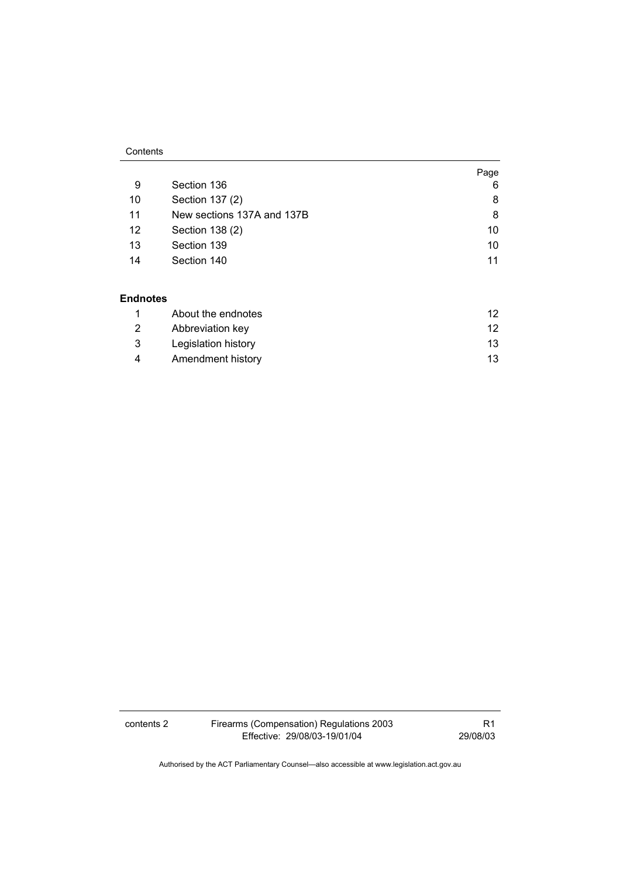| | | Page |
|---|---|---|
| 9 | Section 136 | 6 |
| 10 | Section 137 (2) | 8 |
| 11 | New sections 137A and 137B | 8 |
| 12 | Section 138 (2) | 10 |
| 13 | Section 139 | 10 |
| 14 | Section 140 | 11 |

**Endnotes**

| | | |
|---|---|---|
| 1 | About the endnotes | 12 |
| 2 | Abbreviation key | 12 |
| 3 | Legislation history | 13 |
| 4 | Amendment history | 13 |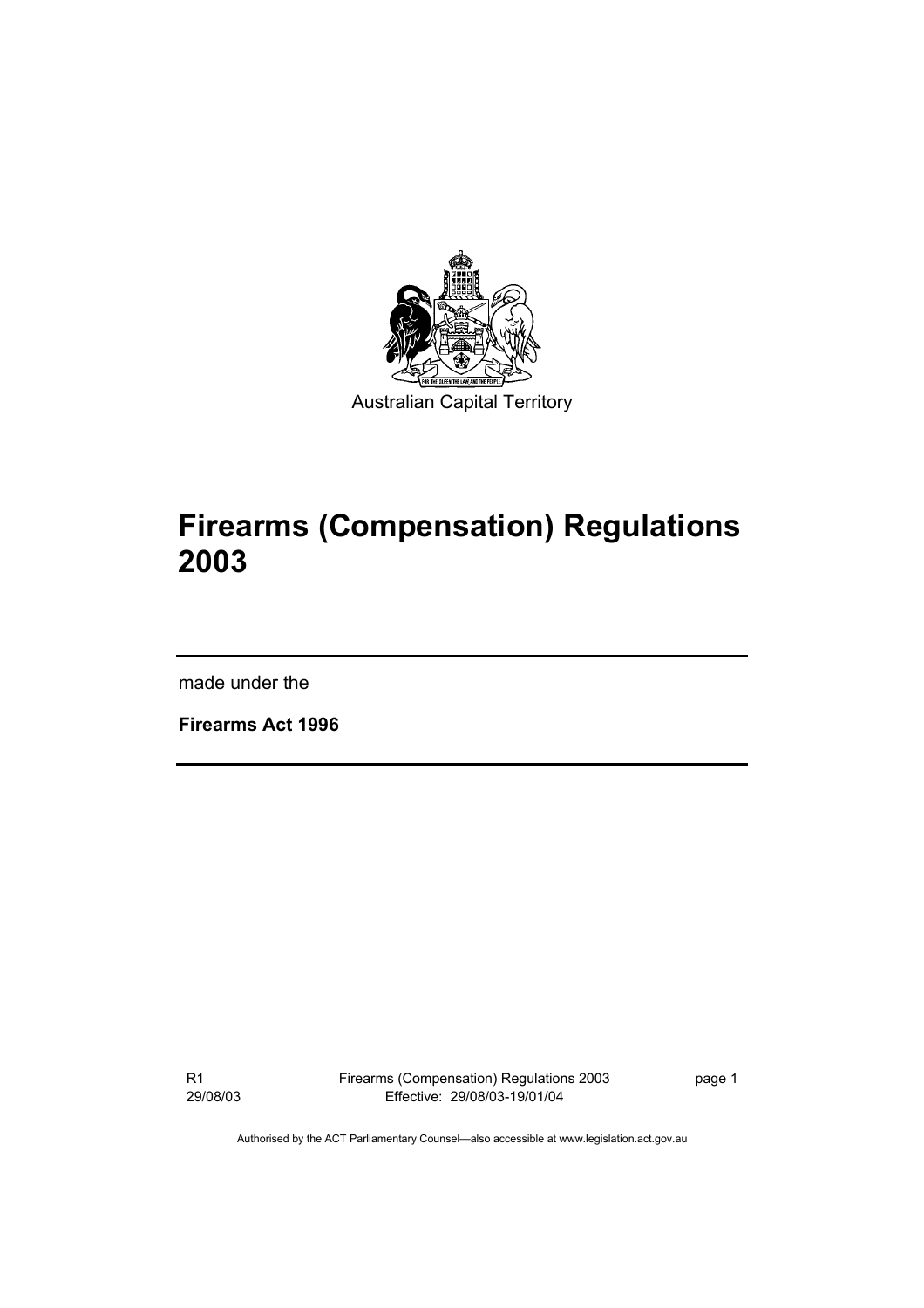Australian Capital Territory

# Firearms (Compensation) Regulations 2003

made under the

**Firearms Act 1996**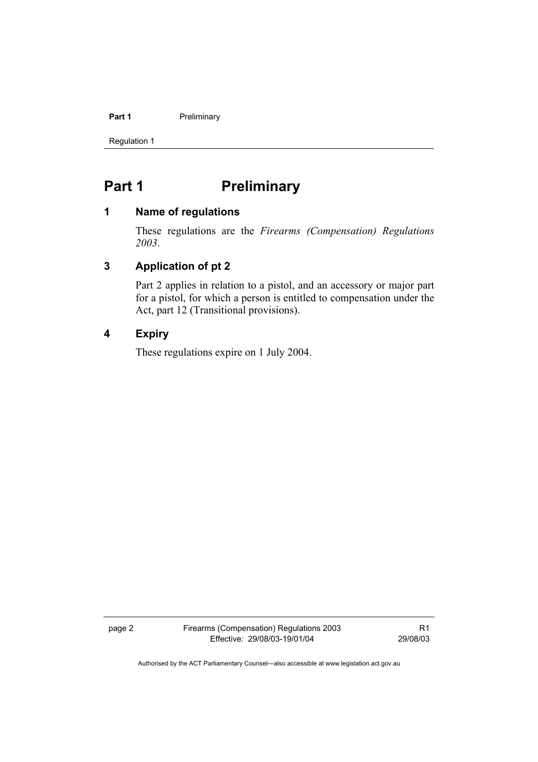# Part 1 Preliminary

## 1 Name of regulations

These regulations are the *Firearms (Compensation) Regulations 2003*.

## 3 Application of pt 2

Part 2 applies in relation to a pistol, and an accessory or major part for a pistol, for which a person is entitled to compensation under the Act, part 12 (Transitional provisions).

## 4 Expiry

These regulations expire on 1 July 2004.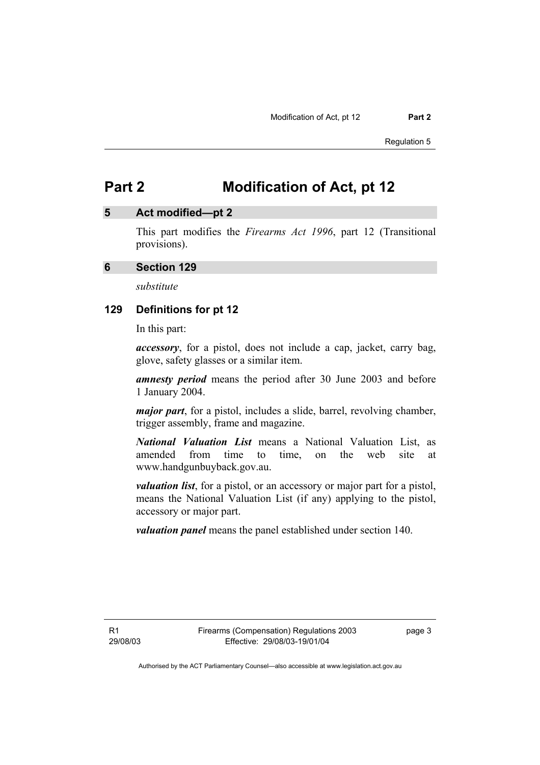# Part 2 Modification of Act, pt 12

## 5 Act modified—pt 2

This part modifies the *Firearms Act 1996*, part 12 (Transitional provisions).

## 6 Section 129

*substitute*

### 129 Definitions for pt 12

In this part:

***accessory***, for a pistol, does not include a cap, jacket, carry bag, glove, safety glasses or a similar item.

***amnesty period*** means the period after 30 June 2003 and before 1 January 2004.

***major part***, for a pistol, includes a slide, barrel, revolving chamber, trigger assembly, frame and magazine.

***National Valuation List*** means a National Valuation List, as amended from time to time, on the web site at www.handgunbuyback.gov.au.

***valuation list***, for a pistol, or an accessory or major part for a pistol, means the National Valuation List (if any) applying to the pistol, accessory or major part.

***valuation panel*** means the panel established under section 140.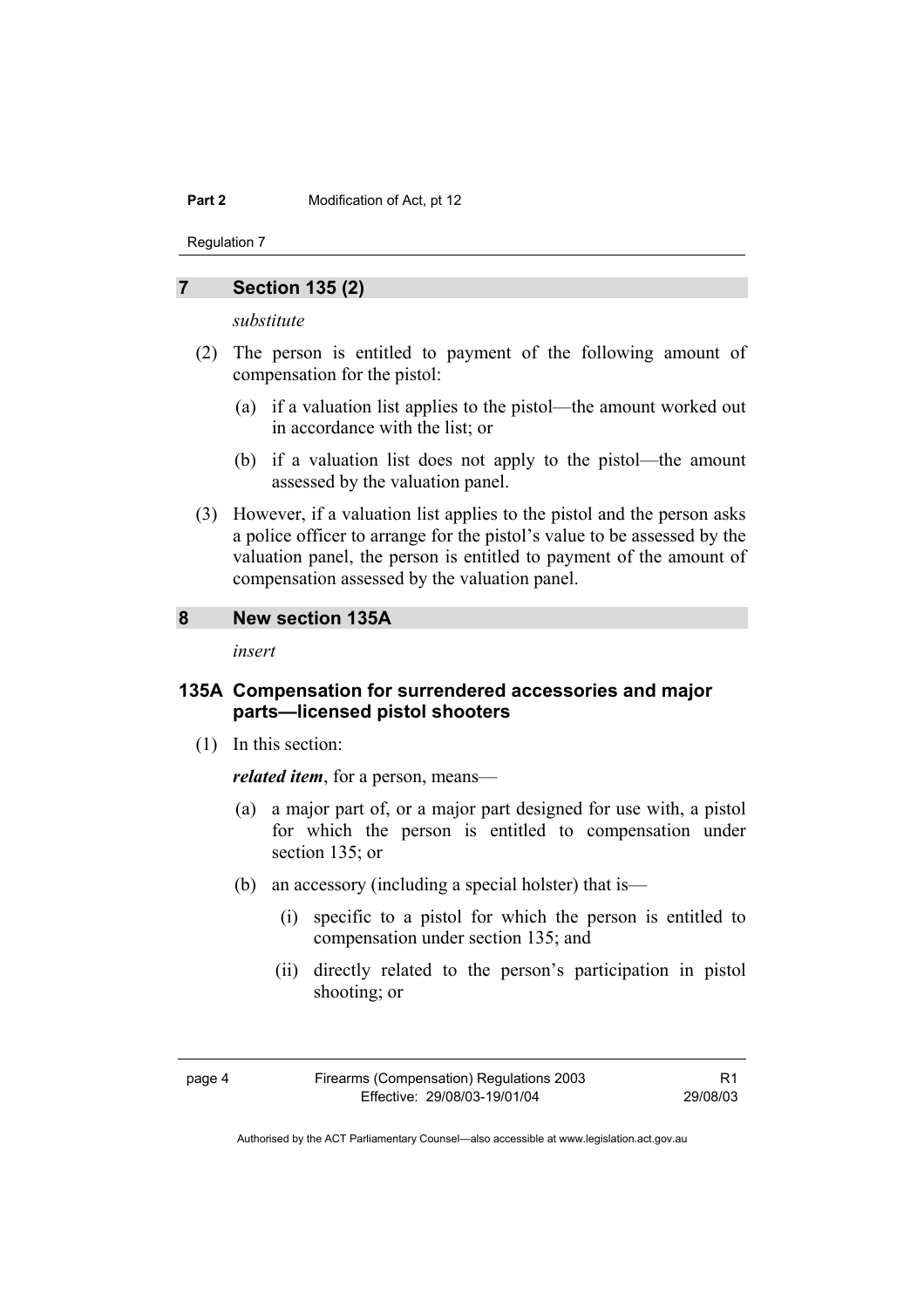## 7 Section 135 (2)

*substitute*

(2) The person is entitled to payment of the following amount of compensation for the pistol:

(a) if a valuation list applies to the pistol—the amount worked out in accordance with the list; or

(b) if a valuation list does not apply to the pistol—the amount assessed by the valuation panel.

(3) However, if a valuation list applies to the pistol and the person asks a police officer to arrange for the pistol's value to be assessed by the valuation panel, the person is entitled to payment of the amount of compensation assessed by the valuation panel.

## 8 New section 135A

*insert*

### 135A Compensation for surrendered accessories and major parts—licensed pistol shooters

(1) In this section:

***related item***, for a person, means—

(a) a major part of, or a major part designed for use with, a pistol for which the person is entitled to compensation under section 135; or

(b) an accessory (including a special holster) that is—

(i) specific to a pistol for which the person is entitled to compensation under section 135; and

(ii) directly related to the person's participation in pistol shooting; or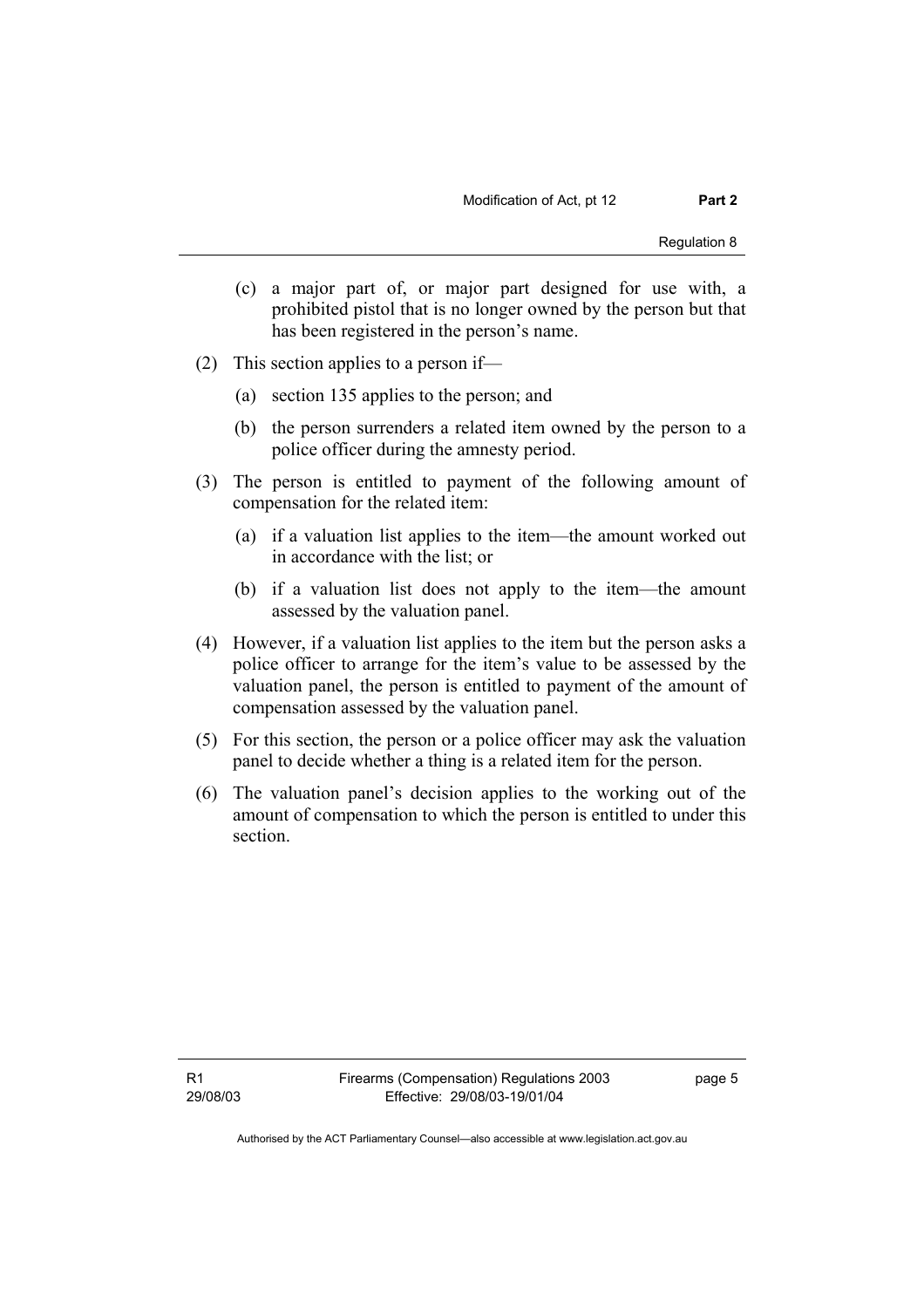(c) a major part of, or major part designed for use with, a prohibited pistol that is no longer owned by the person but that has been registered in the person's name.

(2) This section applies to a person if—

(a) section 135 applies to the person; and

(b) the person surrenders a related item owned by the person to a police officer during the amnesty period.

(3) The person is entitled to payment of the following amount of compensation for the related item:

(a) if a valuation list applies to the item—the amount worked out in accordance with the list; or

(b) if a valuation list does not apply to the item—the amount assessed by the valuation panel.

(4) However, if a valuation list applies to the item but the person asks a police officer to arrange for the item's value to be assessed by the valuation panel, the person is entitled to payment of the amount of compensation assessed by the valuation panel.

(5) For this section, the person or a police officer may ask the valuation panel to decide whether a thing is a related item for the person.

(6) The valuation panel's decision applies to the working out of the amount of compensation to which the person is entitled to under this section.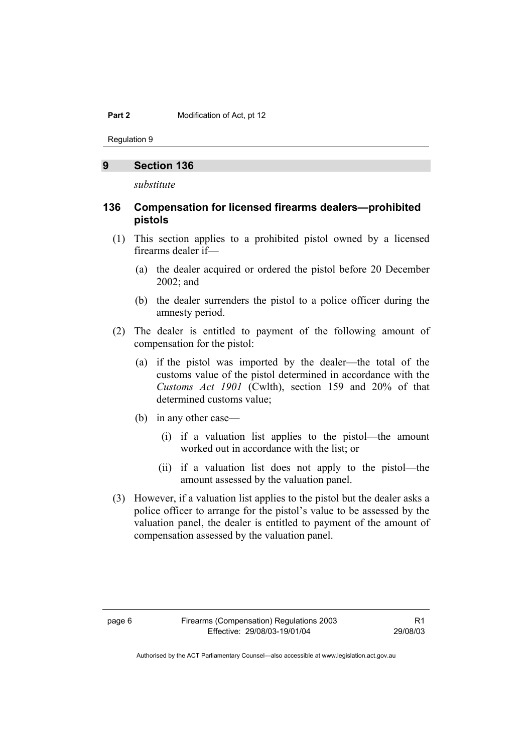## 9 Section 136

*substitute*

### 136 Compensation for licensed firearms dealers—prohibited pistols

(1) This section applies to a prohibited pistol owned by a licensed firearms dealer if—

(a) the dealer acquired or ordered the pistol before 20 December 2002; and

(b) the dealer surrenders the pistol to a police officer during the amnesty period.

(2) The dealer is entitled to payment of the following amount of compensation for the pistol:

(a) if the pistol was imported by the dealer—the total of the customs value of the pistol determined in accordance with the *Customs Act 1901* (Cwlth), section 159 and 20% of that determined customs value;

(b) in any other case—

(i) if a valuation list applies to the pistol—the amount worked out in accordance with the list; or

(ii) if a valuation list does not apply to the pistol—the amount assessed by the valuation panel.

(3) However, if a valuation list applies to the pistol but the dealer asks a police officer to arrange for the pistol's value to be assessed by the valuation panel, the dealer is entitled to payment of the amount of compensation assessed by the valuation panel.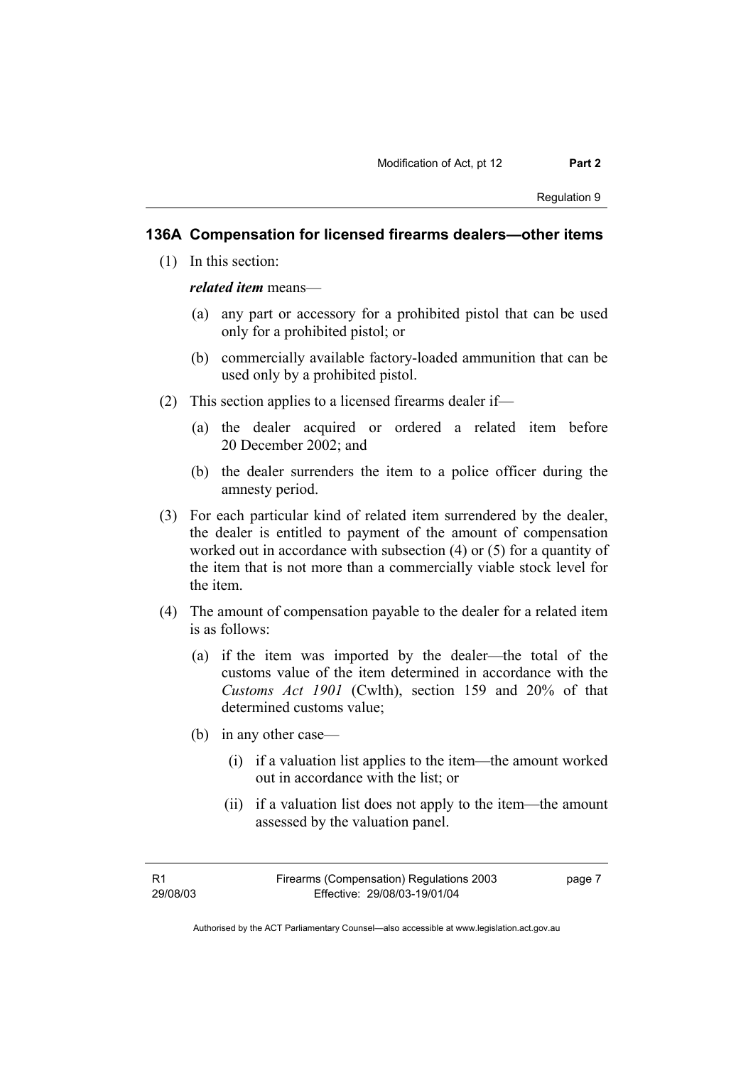### 136A Compensation for licensed firearms dealers—other items

(1) In this section:

***related item*** means—

(a) any part or accessory for a prohibited pistol that can be used only for a prohibited pistol; or

(b) commercially available factory-loaded ammunition that can be used only by a prohibited pistol.

(2) This section applies to a licensed firearms dealer if—

(a) the dealer acquired or ordered a related item before 20 December 2002; and

(b) the dealer surrenders the item to a police officer during the amnesty period.

(3) For each particular kind of related item surrendered by the dealer, the dealer is entitled to payment of the amount of compensation worked out in accordance with subsection (4) or (5) for a quantity of the item that is not more than a commercially viable stock level for the item.

(4) The amount of compensation payable to the dealer for a related item is as follows:

(a) if the item was imported by the dealer—the total of the customs value of the item determined in accordance with the *Customs Act 1901* (Cwlth), section 159 and 20% of that determined customs value;

(b) in any other case—

(i) if a valuation list applies to the item—the amount worked out in accordance with the list; or

(ii) if a valuation list does not apply to the item—the amount assessed by the valuation panel.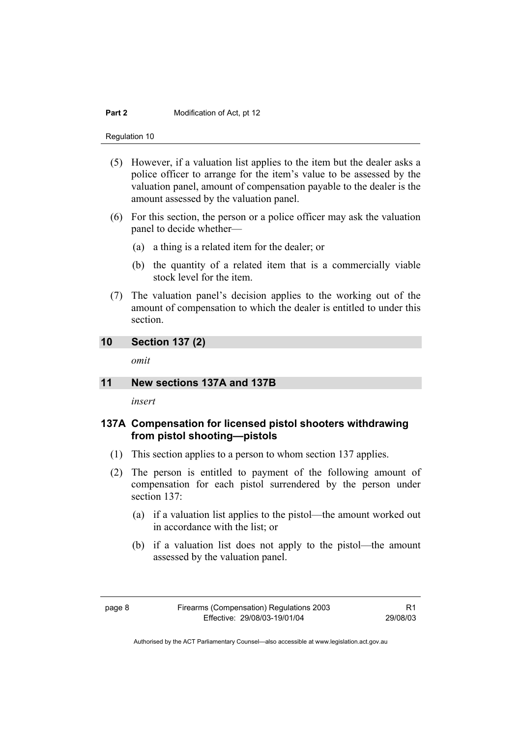(5) However, if a valuation list applies to the item but the dealer asks a police officer to arrange for the item's value to be assessed by the valuation panel, amount of compensation payable to the dealer is the amount assessed by the valuation panel.

(6) For this section, the person or a police officer may ask the valuation panel to decide whether—

(a) a thing is a related item for the dealer; or

(b) the quantity of a related item that is a commercially viable stock level for the item.

(7) The valuation panel's decision applies to the working out of the amount of compensation to which the dealer is entitled to under this section.

## 10 Section 137 (2)

*omit*

## 11 New sections 137A and 137B

*insert*

### 137A Compensation for licensed pistol shooters withdrawing from pistol shooting—pistols

(1) This section applies to a person to whom section 137 applies.

(2) The person is entitled to payment of the following amount of compensation for each pistol surrendered by the person under section 137:

(a) if a valuation list applies to the pistol—the amount worked out in accordance with the list; or

(b) if a valuation list does not apply to the pistol—the amount assessed by the valuation panel.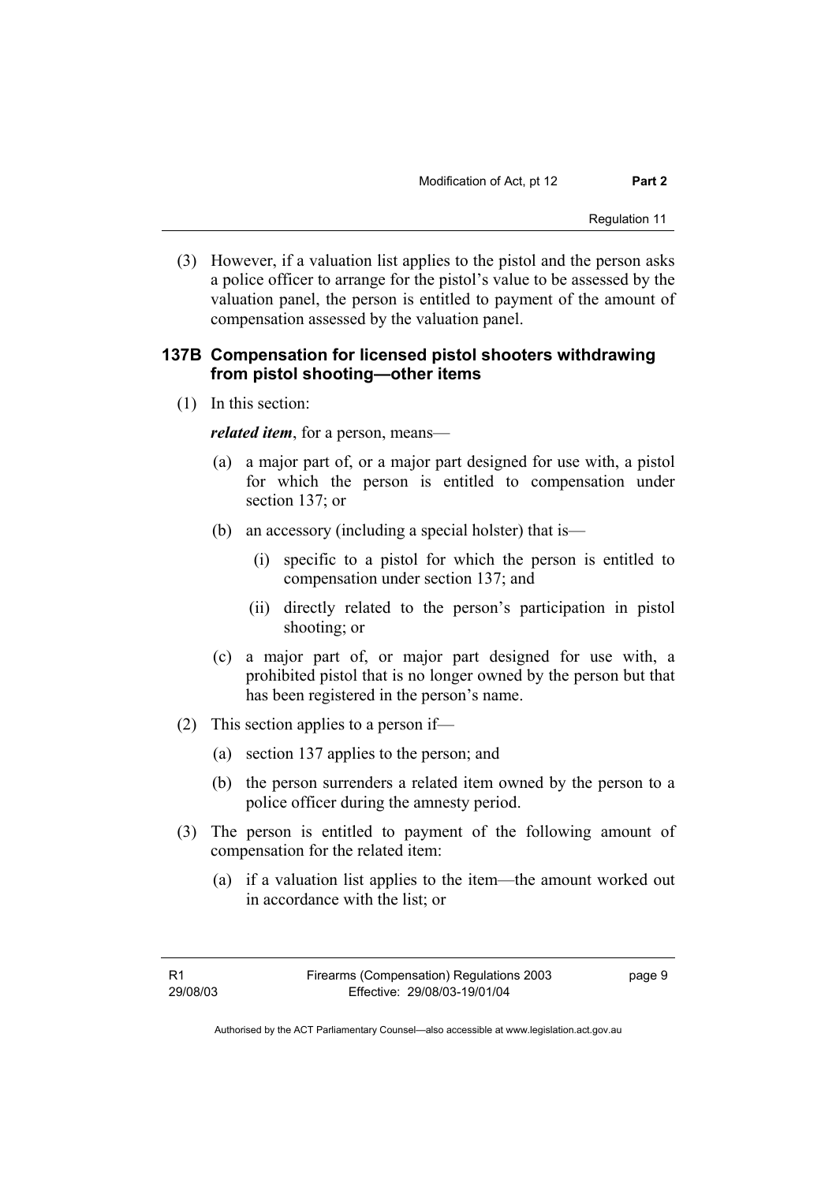(3) However, if a valuation list applies to the pistol and the person asks a police officer to arrange for the pistol's value to be assessed by the valuation panel, the person is entitled to payment of the amount of compensation assessed by the valuation panel.

### 137B Compensation for licensed pistol shooters withdrawing from pistol shooting—other items

(1) In this section:

***related item***, for a person, means—

(a) a major part of, or a major part designed for use with, a pistol for which the person is entitled to compensation under section 137; or

(b) an accessory (including a special holster) that is—

(i) specific to a pistol for which the person is entitled to compensation under section 137; and

(ii) directly related to the person's participation in pistol shooting; or

(c) a major part of, or major part designed for use with, a prohibited pistol that is no longer owned by the person but that has been registered in the person's name.

(2) This section applies to a person if—

(a) section 137 applies to the person; and

(b) the person surrenders a related item owned by the person to a police officer during the amnesty period.

(3) The person is entitled to payment of the following amount of compensation for the related item:

(a) if a valuation list applies to the item—the amount worked out in accordance with the list; or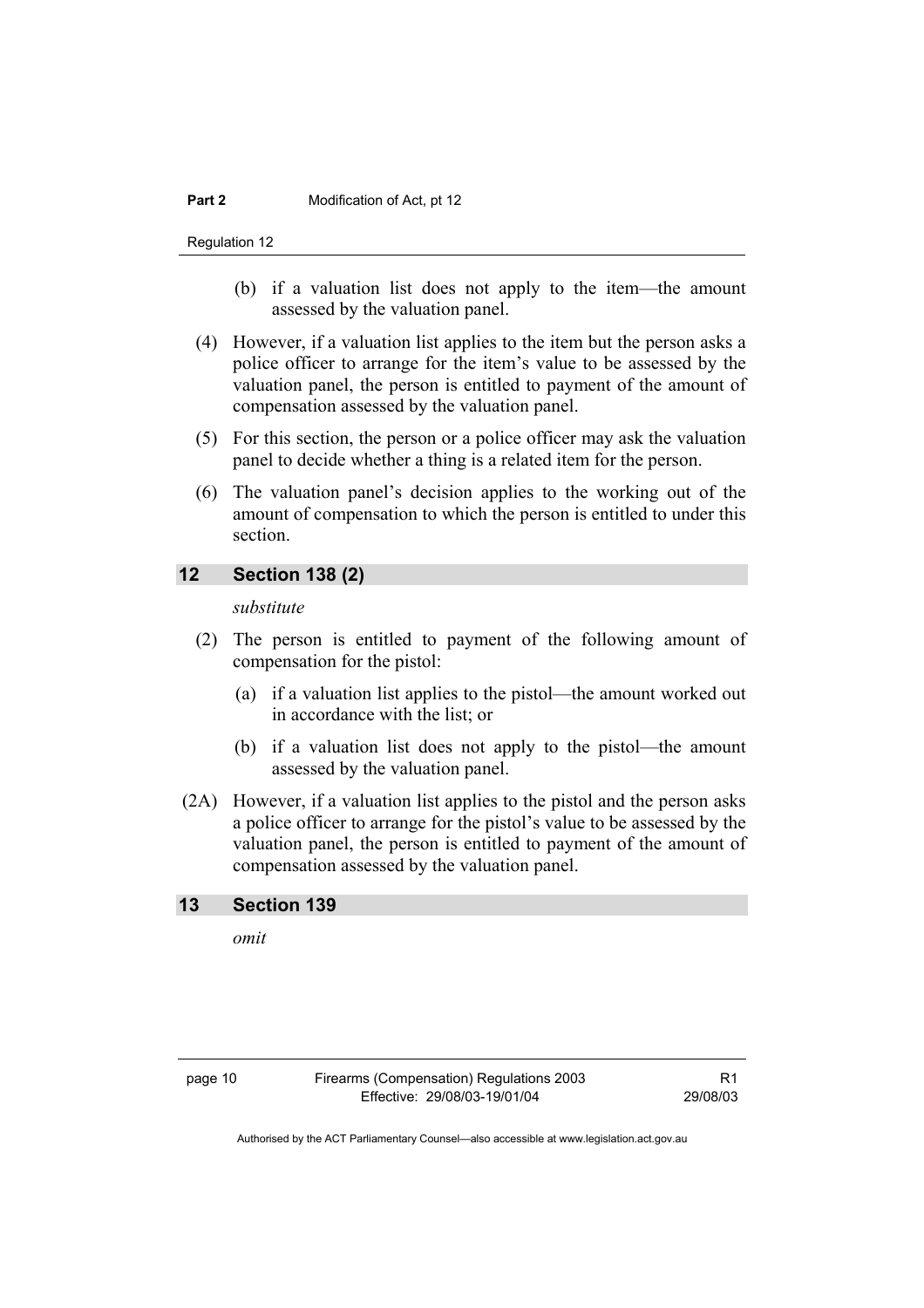(b) if a valuation list does not apply to the item—the amount assessed by the valuation panel.

(4) However, if a valuation list applies to the item but the person asks a police officer to arrange for the item's value to be assessed by the valuation panel, the person is entitled to payment of the amount of compensation assessed by the valuation panel.

(5) For this section, the person or a police officer may ask the valuation panel to decide whether a thing is a related item for the person.

(6) The valuation panel's decision applies to the working out of the amount of compensation to which the person is entitled to under this section.

## 12 Section 138 (2)

*substitute*

(2) The person is entitled to payment of the following amount of compensation for the pistol:

(a) if a valuation list applies to the pistol—the amount worked out in accordance with the list; or

(b) if a valuation list does not apply to the pistol—the amount assessed by the valuation panel.

(2A) However, if a valuation list applies to the pistol and the person asks a police officer to arrange for the pistol's value to be assessed by the valuation panel, the person is entitled to payment of the amount of compensation assessed by the valuation panel.

## 13 Section 139

*omit*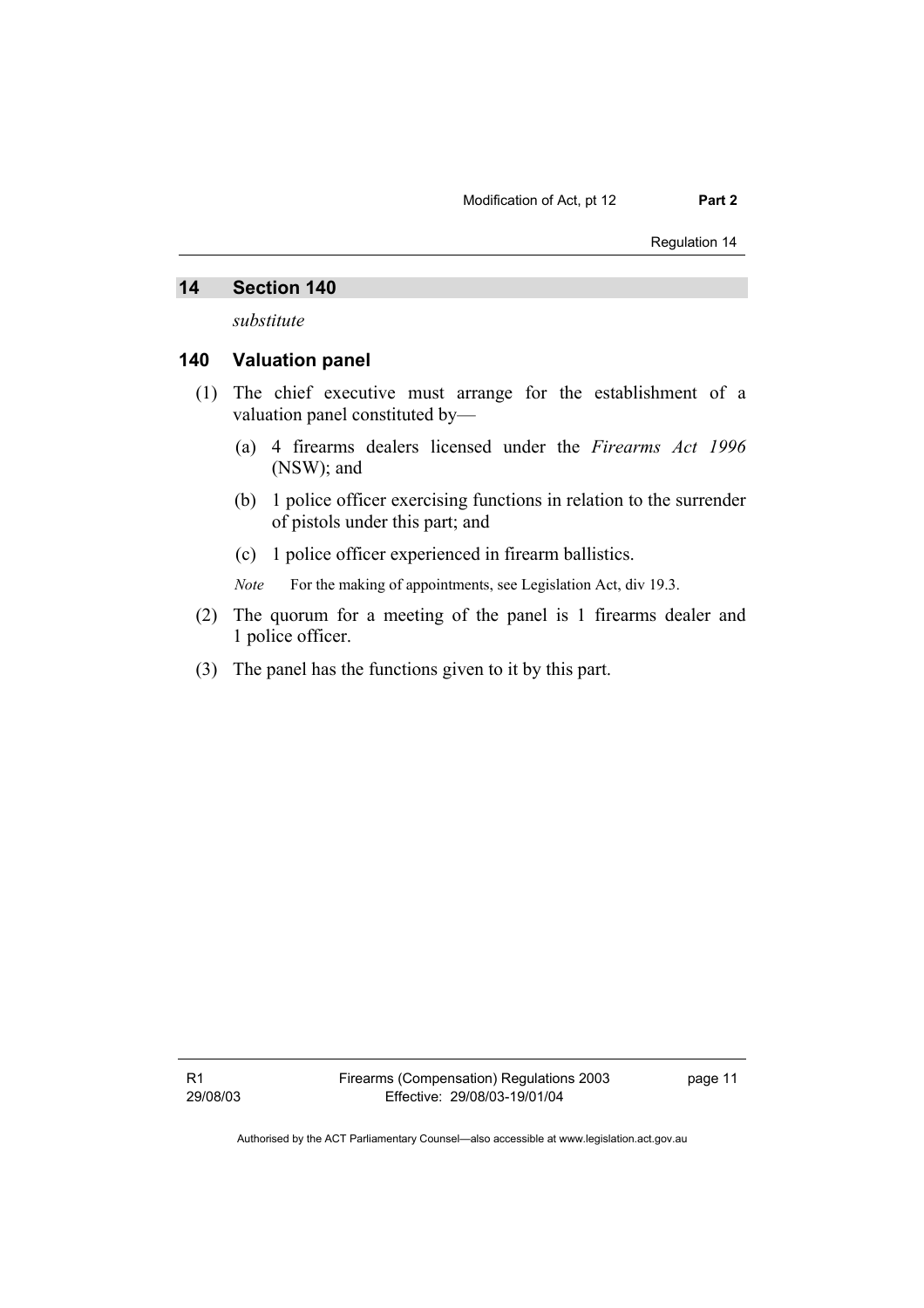## 14 Section 140

*substitute*

## 140 Valuation panel

(1) The chief executive must arrange for the establishment of a valuation panel constituted by—

(a) 4 firearms dealers licensed under the *Firearms Act 1996* (NSW); and

(b) 1 police officer exercising functions in relation to the surrender of pistols under this part; and

(c) 1 police officer experienced in firearm ballistics.

*Note* For the making of appointments, see Legislation Act, div 19.3.

(2) The quorum for a meeting of the panel is 1 firearms dealer and 1 police officer.

(3) The panel has the functions given to it by this part.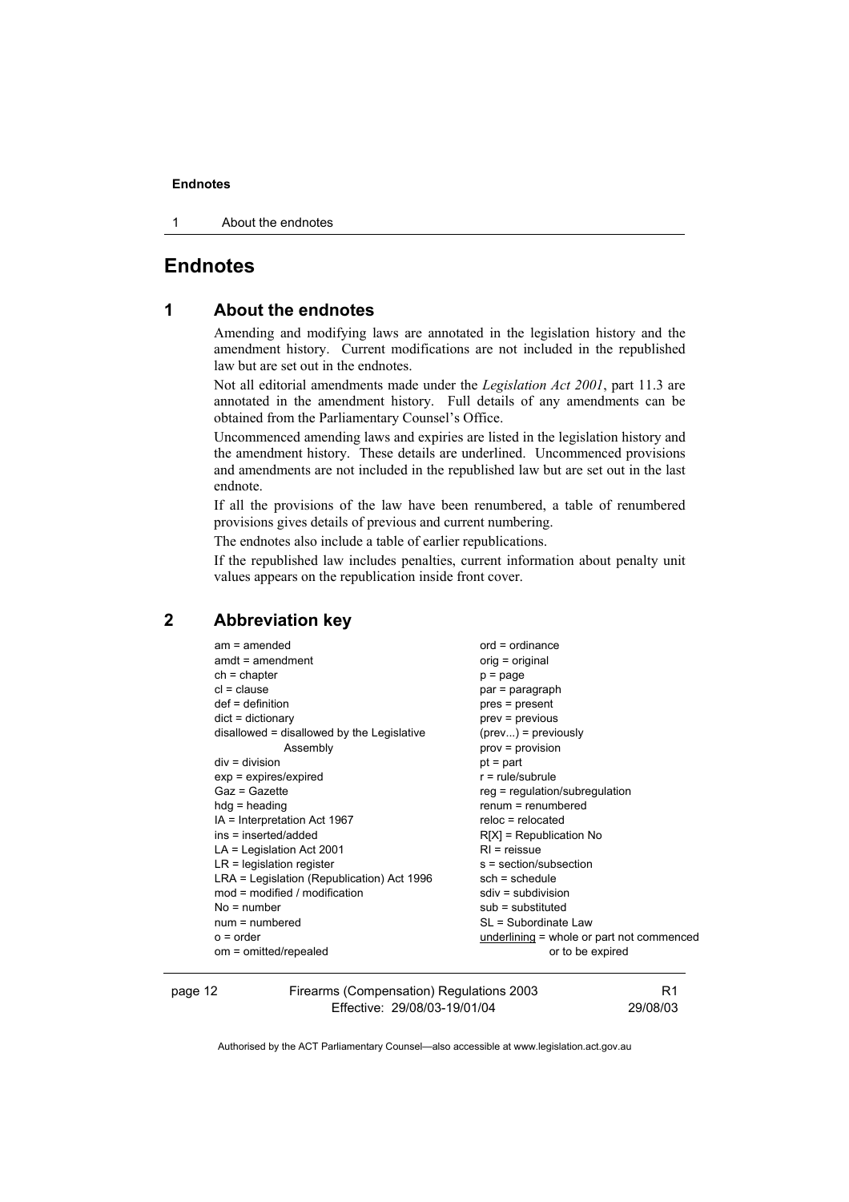# Endnotes

## 1 About the endnotes

Amending and modifying laws are annotated in the legislation history and the amendment history. Current modifications are not included in the republished law but are set out in the endnotes.

Not all editorial amendments made under the *Legislation Act 2001*, part 11.3 are annotated in the amendment history. Full details of any amendments can be obtained from the Parliamentary Counsel's Office.

Uncommenced amending laws and expiries are listed in the legislation history and the amendment history. These details are underlined. Uncommenced provisions and amendments are not included in the republished law but are set out in the last endnote.

If all the provisions of the law have been renumbered, a table of renumbered provisions gives details of previous and current numbering.

The endnotes also include a table of earlier republications.

If the republished law includes penalties, current information about penalty unit values appears on the republication inside front cover.

## 2 Abbreviation key

am = amended
amdt = amendment
ch = chapter
cl = clause
def = definition
dict = dictionary
disallowed = disallowed by the Legislative Assembly
div = division
exp = expires/expired
Gaz = Gazette
hdg = heading
IA = Interpretation Act 1967
ins = inserted/added
LA = Legislation Act 2001
LR = legislation register
LRA = Legislation (Republication) Act 1996
mod = modified / modification
No = number
num = numbered
o = order
om = omitted/repealed
ord = ordinance
orig = original
p = page
par = paragraph
pres = present
prev = previous
(prev...) = previously
prov = provision
pt = part
r = rule/subrule
reg = regulation/subregulation
renum = renumbered
reloc = relocated
R[X] = Republication No
RI = reissue
s = section/subsection
sch = schedule
sdiv = subdivision
sub = substituted
SL = Subordinate Law
<u>underlining</u> = whole or part not commenced or to be expired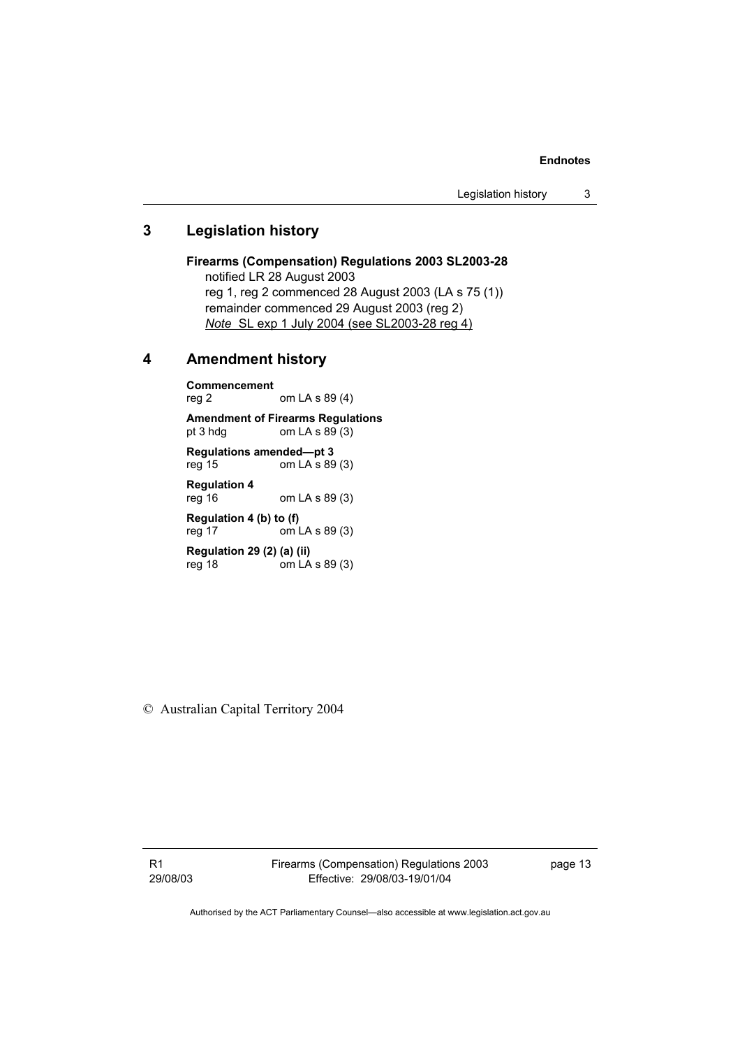## 3 Legislation history

**Firearms (Compensation) Regulations 2003 SL2003-28**

notified LR 28 August 2003

reg 1, reg 2 commenced 28 August 2003 (LA s 75 (1))

remainder commenced 29 August 2003 (reg 2)

*Note* SL exp 1 July 2004 (see SL2003-28 reg 4)

## 4 Amendment history

**Commencement**

reg 2 om LA s 89 (4)

**Amendment of Firearms Regulations**

pt 3 hdg om LA s 89 (3)

**Regulations amended—pt 3**

reg 15 om LA s 89 (3)

**Regulation 4**

reg 16 om LA s 89 (3)

**Regulation 4 (b) to (f)**

reg 17 om LA s 89 (3)

**Regulation 29 (2) (a) (ii)**

reg 18 om LA s 89 (3)

© Australian Capital Territory 2004